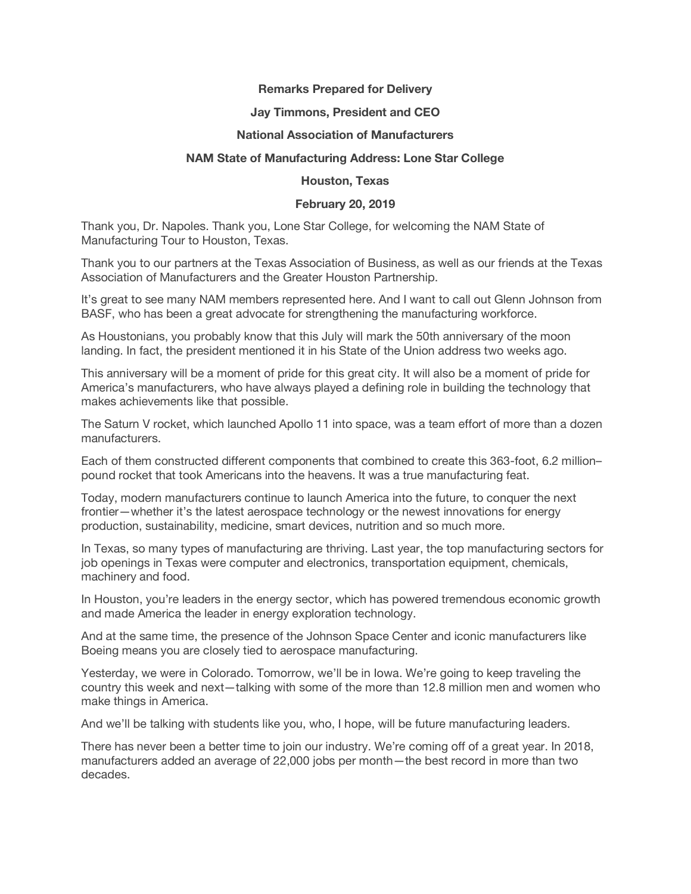**Remarks Prepared for Delivery**

**Jay Timmons, President and CEO**

**National Association of Manufacturers**

**NAM State of Manufacturing Address: Lone Star College**

**Houston, Texas**

**February 20, 2019**

Thank you, Dr. Napoles. Thank you, Lone Star College, for welcoming the NAM State of Manufacturing Tour to Houston, Texas.

Thank you to our partners at the Texas Association of Business, as well as our friends at the Texas Association of Manufacturers and the Greater Houston Partnership.

It's great to see many NAM members represented here. And I want to call out Glenn Johnson from BASF, who has been a great advocate for strengthening the manufacturing workforce.

As Houstonians, you probably know that this July will mark the 50th anniversary of the moon landing. In fact, the president mentioned it in his State of the Union address two weeks ago.

This anniversary will be a moment of pride for this great city. It will also be a moment of pride for America's manufacturers, who have always played a defining role in building the technology that makes achievements like that possible.

The Saturn V rocket, which launched Apollo 11 into space, was a team effort of more than a dozen manufacturers.

Each of them constructed different components that combined to create this 363-foot, 6.2 million–pound rocket that took Americans into the heavens. It was a true manufacturing feat.

Today, modern manufacturers continue to launch America into the future, to conquer the next frontier—whether it's the latest aerospace technology or the newest innovations for energy production, sustainability, medicine, smart devices, nutrition and so much more.

In Texas, so many types of manufacturing are thriving. Last year, the top manufacturing sectors for job openings in Texas were computer and electronics, transportation equipment, chemicals, machinery and food.

In Houston, you're leaders in the energy sector, which has powered tremendous economic growth and made America the leader in energy exploration technology.

And at the same time, the presence of the Johnson Space Center and iconic manufacturers like Boeing means you are closely tied to aerospace manufacturing.

Yesterday, we were in Colorado. Tomorrow, we'll be in Iowa. We're going to keep traveling the country this week and next—talking with some of the more than 12.8 million men and women who make things in America.

And we'll be talking with students like you, who, I hope, will be future manufacturing leaders.

There has never been a better time to join our industry. We're coming off of a great year. In 2018, manufacturers added an average of 22,000 jobs per month—the best record in more than two decades.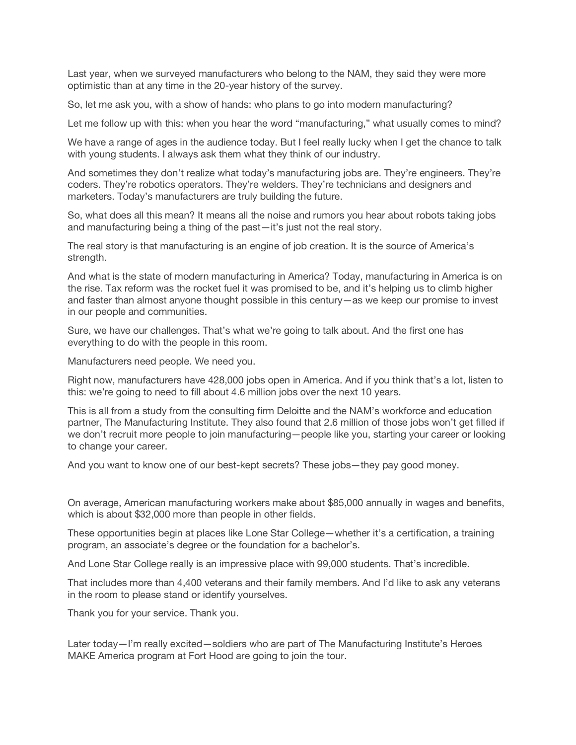Last year, when we surveyed manufacturers who belong to the NAM, they said they were more optimistic than at any time in the 20-year history of the survey.

So, let me ask you, with a show of hands: who plans to go into modern manufacturing?

Let me follow up with this: when you hear the word "manufacturing," what usually comes to mind?

We have a range of ages in the audience today. But I feel really lucky when I get the chance to talk with young students. I always ask them what they think of our industry.

And sometimes they don't realize what today's manufacturing jobs are. They're engineers. They're coders. They're robotics operators. They're welders. They're technicians and designers and marketers. Today's manufacturers are truly building the future.

So, what does all this mean? It means all the noise and rumors you hear about robots taking jobs and manufacturing being a thing of the past—it's just not the real story.

The real story is that manufacturing is an engine of job creation. It is the source of America's strength.

And what is the state of modern manufacturing in America? Today, manufacturing in America is on the rise. Tax reform was the rocket fuel it was promised to be, and it's helping us to climb higher and faster than almost anyone thought possible in this century—as we keep our promise to invest in our people and communities.

Sure, we have our challenges. That's what we're going to talk about. And the first one has everything to do with the people in this room.

Manufacturers need people. We need you.

Right now, manufacturers have 428,000 jobs open in America. And if you think that's a lot, listen to this: we're going to need to fill about 4.6 million jobs over the next 10 years.

This is all from a study from the consulting firm Deloitte and the NAM's workforce and education partner, The Manufacturing Institute. They also found that 2.6 million of those jobs won't get filled if we don't recruit more people to join manufacturing—people like you, starting your career or looking to change your career.

And you want to know one of our best-kept secrets? These jobs—they pay good money.

On average, American manufacturing workers make about $85,000 annually in wages and benefits, which is about $32,000 more than people in other fields.

These opportunities begin at places like Lone Star College—whether it's a certification, a training program, an associate's degree or the foundation for a bachelor's.

And Lone Star College really is an impressive place with 99,000 students. That's incredible.

That includes more than 4,400 veterans and their family members. And I'd like to ask any veterans in the room to please stand or identify yourselves.

Thank you for your service. Thank you.

Later today—I'm really excited—soldiers who are part of The Manufacturing Institute's Heroes MAKE America program at Fort Hood are going to join the tour.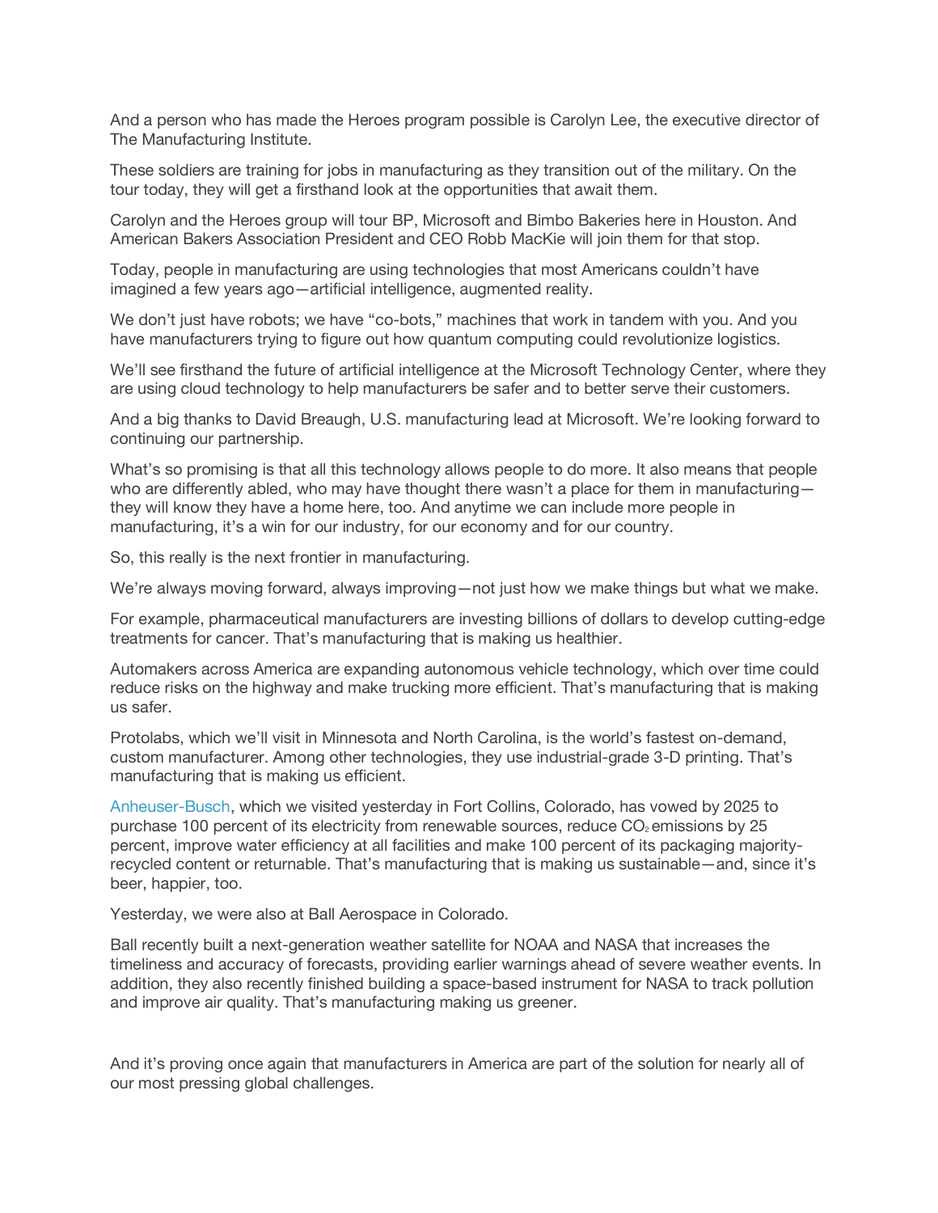And a person who has made the Heroes program possible is Carolyn Lee, the executive director of The Manufacturing Institute.

These soldiers are training for jobs in manufacturing as they transition out of the military. On the tour today, they will get a firsthand look at the opportunities that await them.

Carolyn and the Heroes group will tour BP, Microsoft and Bimbo Bakeries here in Houston. And American Bakers Association President and CEO Robb MacKie will join them for that stop.

Today, people in manufacturing are using technologies that most Americans couldn't have imagined a few years ago—artificial intelligence, augmented reality.

We don't just have robots; we have "co-bots," machines that work in tandem with you. And you have manufacturers trying to figure out how quantum computing could revolutionize logistics.

We'll see firsthand the future of artificial intelligence at the Microsoft Technology Center, where they are using cloud technology to help manufacturers be safer and to better serve their customers.

And a big thanks to David Breaugh, U.S. manufacturing lead at Microsoft. We're looking forward to continuing our partnership.

What's so promising is that all this technology allows people to do more. It also means that people who are differently abled, who may have thought there wasn't a place for them in manufacturing—they will know they have a home here, too. And anytime we can include more people in manufacturing, it's a win for our industry, for our economy and for our country.

So, this really is the next frontier in manufacturing.

We're always moving forward, always improving—not just how we make things but what we make.

For example, pharmaceutical manufacturers are investing billions of dollars to develop cutting-edge treatments for cancer. That's manufacturing that is making us healthier.

Automakers across America are expanding autonomous vehicle technology, which over time could reduce risks on the highway and make trucking more efficient. That's manufacturing that is making us safer.

Protolabs, which we'll visit in Minnesota and North Carolina, is the world's fastest on-demand, custom manufacturer. Among other technologies, they use industrial-grade 3-D printing. That's manufacturing that is making us efficient.

Anheuser-Busch, which we visited yesterday in Fort Collins, Colorado, has vowed by 2025 to purchase 100 percent of its electricity from renewable sources, reduce $CO_2$ emissions by 25 percent, improve water efficiency at all facilities and make 100 percent of its packaging majority-recycled content or returnable. That's manufacturing that is making us sustainable—and, since it's beer, happier, too.

Yesterday, we were also at Ball Aerospace in Colorado.

Ball recently built a next-generation weather satellite for NOAA and NASA that increases the timeliness and accuracy of forecasts, providing earlier warnings ahead of severe weather events. In addition, they also recently finished building a space-based instrument for NASA to track pollution and improve air quality. That's manufacturing making us greener.

And it's proving once again that manufacturers in America are part of the solution for nearly all of our most pressing global challenges.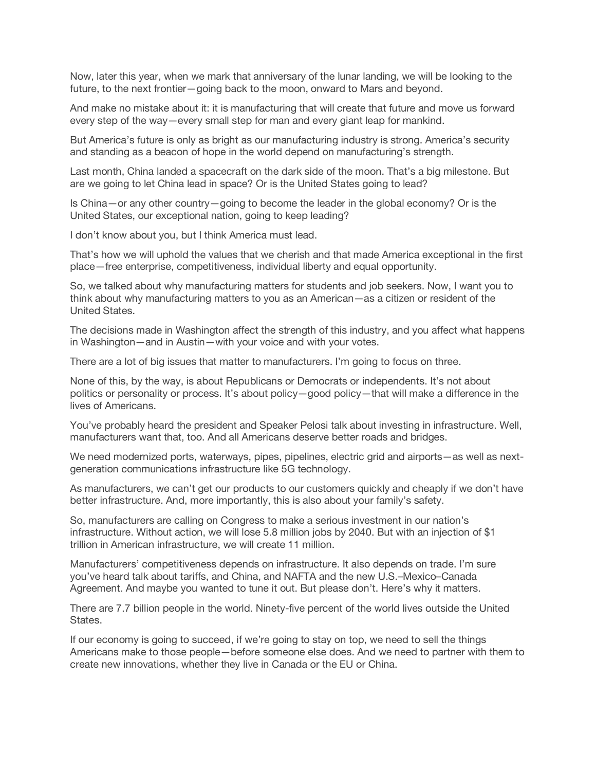Now, later this year, when we mark that anniversary of the lunar landing, we will be looking to the future, to the next frontier—going back to the moon, onward to Mars and beyond.

And make no mistake about it: it is manufacturing that will create that future and move us forward every step of the way—every small step for man and every giant leap for mankind.

But America's future is only as bright as our manufacturing industry is strong. America's security and standing as a beacon of hope in the world depend on manufacturing's strength.

Last month, China landed a spacecraft on the dark side of the moon. That's a big milestone. But are we going to let China lead in space? Or is the United States going to lead?

Is China—or any other country—going to become the leader in the global economy? Or is the United States, our exceptional nation, going to keep leading?

I don't know about you, but I think America must lead.

That's how we will uphold the values that we cherish and that made America exceptional in the first place—free enterprise, competitiveness, individual liberty and equal opportunity.

So, we talked about why manufacturing matters for students and job seekers. Now, I want you to think about why manufacturing matters to you as an American—as a citizen or resident of the United States.

The decisions made in Washington affect the strength of this industry, and you affect what happens in Washington—and in Austin—with your voice and with your votes.

There are a lot of big issues that matter to manufacturers. I'm going to focus on three.

None of this, by the way, is about Republicans or Democrats or independents. It's not about politics or personality or process. It's about policy—good policy—that will make a difference in the lives of Americans.

You've probably heard the president and Speaker Pelosi talk about investing in infrastructure. Well, manufacturers want that, too. And all Americans deserve better roads and bridges.

We need modernized ports, waterways, pipes, pipelines, electric grid and airports—as well as next-generation communications infrastructure like 5G technology.

As manufacturers, we can't get our products to our customers quickly and cheaply if we don't have better infrastructure. And, more importantly, this is also about your family's safety.

So, manufacturers are calling on Congress to make a serious investment in our nation's infrastructure. Without action, we will lose 5.8 million jobs by 2040. But with an injection of $1 trillion in American infrastructure, we will create 11 million.

Manufacturers' competitiveness depends on infrastructure. It also depends on trade. I'm sure you've heard talk about tariffs, and China, and NAFTA and the new U.S.–Mexico–Canada Agreement. And maybe you wanted to tune it out. But please don't. Here's why it matters.

There are 7.7 billion people in the world. Ninety-five percent of the world lives outside the United States.

If our economy is going to succeed, if we're going to stay on top, we need to sell the things Americans make to those people—before someone else does. And we need to partner with them to create new innovations, whether they live in Canada or the EU or China.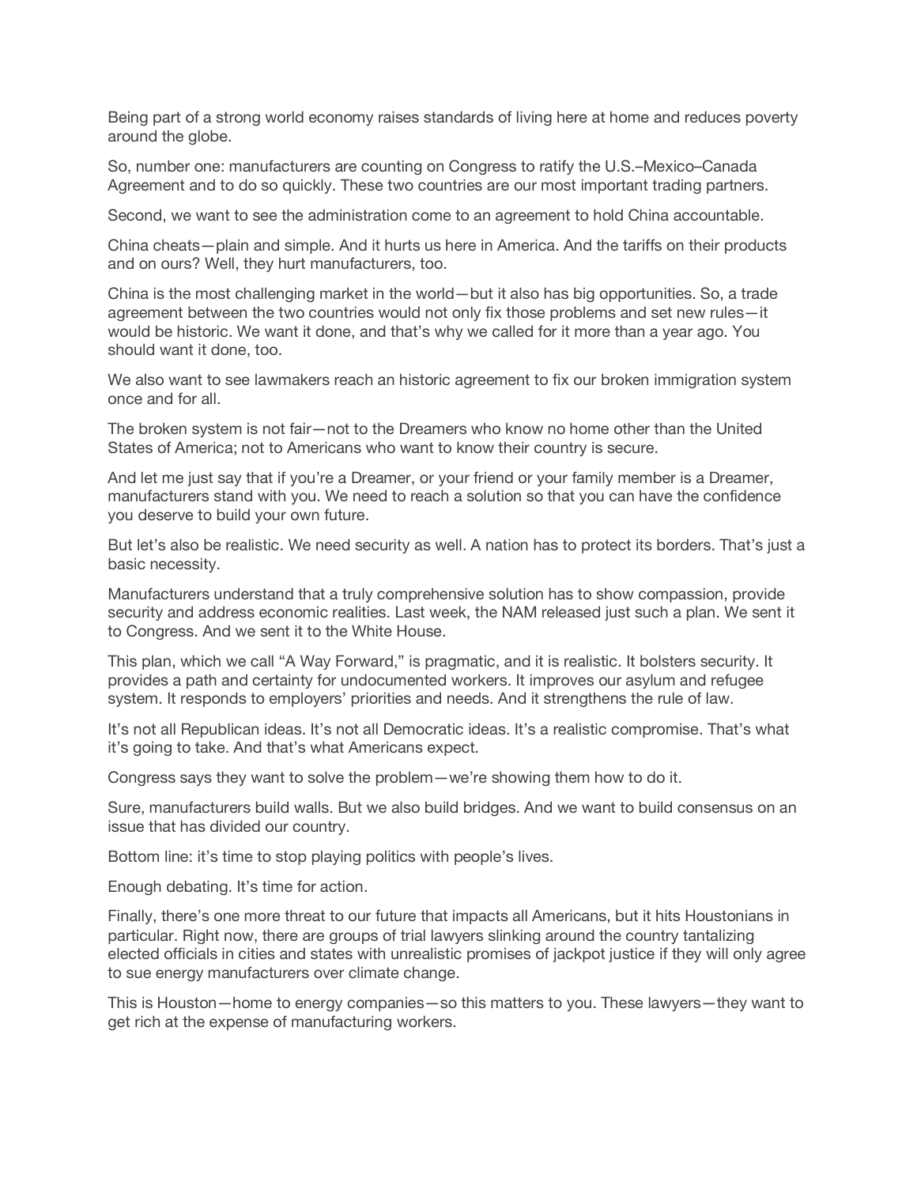Being part of a strong world economy raises standards of living here at home and reduces poverty around the globe.

So, number one: manufacturers are counting on Congress to ratify the U.S.–Mexico–Canada Agreement and to do so quickly. These two countries are our most important trading partners.

Second, we want to see the administration come to an agreement to hold China accountable.

China cheats—plain and simple. And it hurts us here in America. And the tariffs on their products and on ours? Well, they hurt manufacturers, too.

China is the most challenging market in the world—but it also has big opportunities. So, a trade agreement between the two countries would not only fix those problems and set new rules—it would be historic. We want it done, and that's why we called for it more than a year ago. You should want it done, too.

We also want to see lawmakers reach an historic agreement to fix our broken immigration system once and for all.

The broken system is not fair—not to the Dreamers who know no home other than the United States of America; not to Americans who want to know their country is secure.

And let me just say that if you're a Dreamer, or your friend or your family member is a Dreamer, manufacturers stand with you. We need to reach a solution so that you can have the confidence you deserve to build your own future.

But let's also be realistic. We need security as well. A nation has to protect its borders. That's just a basic necessity.

Manufacturers understand that a truly comprehensive solution has to show compassion, provide security and address economic realities. Last week, the NAM released just such a plan. We sent it to Congress. And we sent it to the White House.

This plan, which we call "A Way Forward," is pragmatic, and it is realistic. It bolsters security. It provides a path and certainty for undocumented workers. It improves our asylum and refugee system. It responds to employers' priorities and needs. And it strengthens the rule of law.

It's not all Republican ideas. It's not all Democratic ideas. It's a realistic compromise. That's what it's going to take. And that's what Americans expect.

Congress says they want to solve the problem—we're showing them how to do it.

Sure, manufacturers build walls. But we also build bridges. And we want to build consensus on an issue that has divided our country.

Bottom line: it's time to stop playing politics with people's lives.

Enough debating. It's time for action.

Finally, there's one more threat to our future that impacts all Americans, but it hits Houstonians in particular. Right now, there are groups of trial lawyers slinking around the country tantalizing elected officials in cities and states with unrealistic promises of jackpot justice if they will only agree to sue energy manufacturers over climate change.

This is Houston—home to energy companies—so this matters to you. These lawyers—they want to get rich at the expense of manufacturing workers.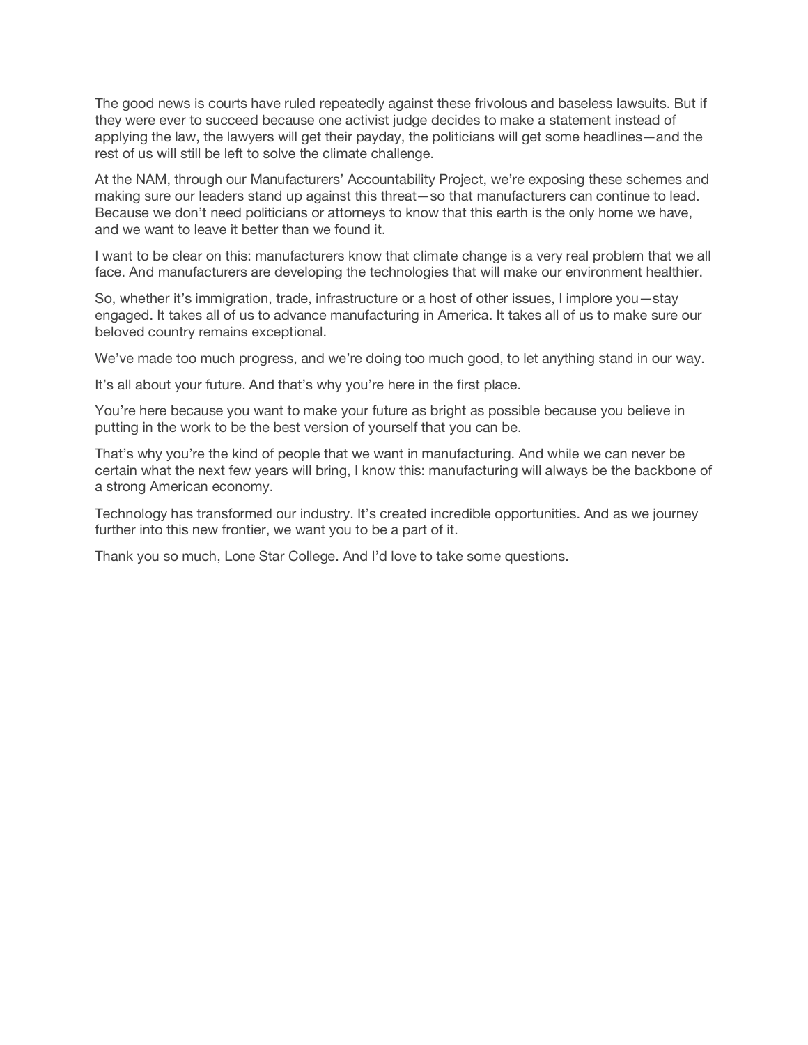The good news is courts have ruled repeatedly against these frivolous and baseless lawsuits. But if they were ever to succeed because one activist judge decides to make a statement instead of applying the law, the lawyers will get their payday, the politicians will get some headlines—and the rest of us will still be left to solve the climate challenge.

At the NAM, through our Manufacturers' Accountability Project, we're exposing these schemes and making sure our leaders stand up against this threat—so that manufacturers can continue to lead. Because we don't need politicians or attorneys to know that this earth is the only home we have, and we want to leave it better than we found it.

I want to be clear on this: manufacturers know that climate change is a very real problem that we all face. And manufacturers are developing the technologies that will make our environment healthier.

So, whether it's immigration, trade, infrastructure or a host of other issues, I implore you—stay engaged. It takes all of us to advance manufacturing in America. It takes all of us to make sure our beloved country remains exceptional.

We've made too much progress, and we're doing too much good, to let anything stand in our way.

It's all about your future. And that's why you're here in the first place.

You're here because you want to make your future as bright as possible because you believe in putting in the work to be the best version of yourself that you can be.

That's why you're the kind of people that we want in manufacturing. And while we can never be certain what the next few years will bring, I know this: manufacturing will always be the backbone of a strong American economy.

Technology has transformed our industry. It's created incredible opportunities. And as we journey further into this new frontier, we want you to be a part of it.

Thank you so much, Lone Star College. And I'd love to take some questions.